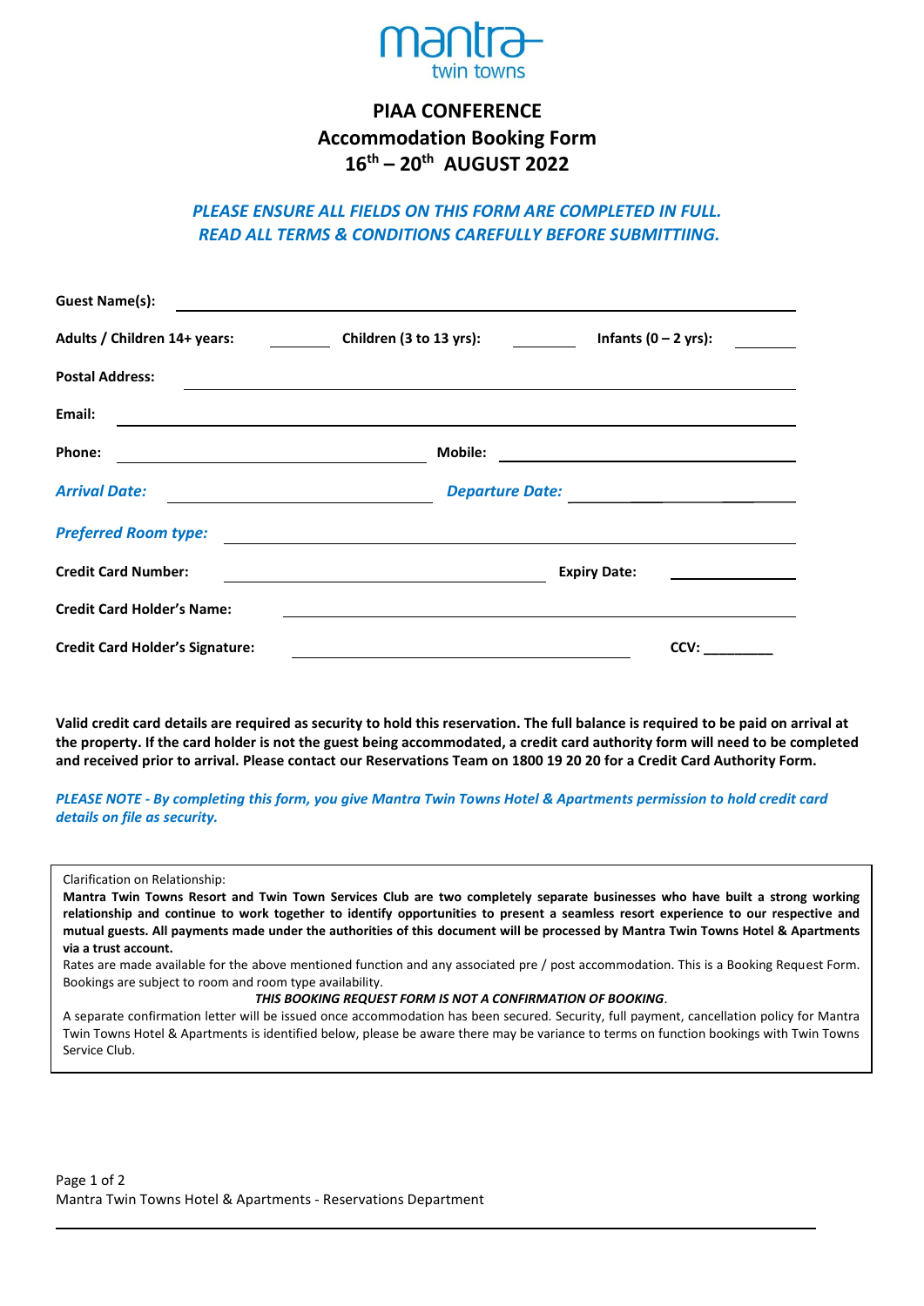mantra
twin towns

# PIAA CONFERENCE
## Accommodation Booking Form
## 16th – 20th AUGUST 2022

***PLEASE ENSURE ALL FIELDS ON THIS FORM ARE COMPLETED IN FULL.***
***READ ALL TERMS & CONDITIONS CAREFULLY BEFORE SUBMITTIING.***

**Guest Name(s):** ______________________________

**Adults / Children 14+ years:** ________ **Children (3 to 13 yrs):** ________ **Infants (0 – 2 yrs):** ________

**Postal Address:** ______________________________

**Email:** ______________________________

**Phone:** ____________________ **Mobile:** ____________________

***Arrival Date:*** ____________________ ***Departure Date:*** ____________________

***Preferred Room type:*** ______________________________

**Credit Card Number:** ____________________ **Expiry Date:** ____________

**Credit Card Holder's Name:** ______________________________

**Credit Card Holder's Signature:** ____________________ **CCV:** _________

**Valid credit card details are required as security to hold this reservation. The full balance is required to be paid on arrival at the property. If the card holder is not the guest being accommodated, a credit card authority form will need to be completed and received prior to arrival. Please contact our Reservations Team on 1800 19 20 20 for a Credit Card Authority Form.**

***PLEASE NOTE - By completing this form, you give Mantra Twin Towns Hotel & Apartments permission to hold credit card details on file as security.***

Clarification on Relationship:

**Mantra Twin Towns Resort and Twin Town Services Club are two completely separate businesses who have built a strong working relationship and continue to work together to identify opportunities to present a seamless resort experience to our respective and mutual guests. All payments made under the authorities of this document will be processed by Mantra Twin Towns Hotel & Apartments via a trust account.**

Rates are made available for the above mentioned function and any associated pre / post accommodation. This is a Booking Request Form. Bookings are subject to room and room type availability.

***THIS BOOKING REQUEST FORM IS NOT A CONFIRMATION OF BOOKING***.

A separate confirmation letter will be issued once accommodation has been secured. Security, full payment, cancellation policy for Mantra Twin Towns Hotel & Apartments is identified below, please be aware there may be variance to terms on function bookings with Twin Towns Service Club.

Mantra Twin Towns Hotel & Apartments - Reservations Department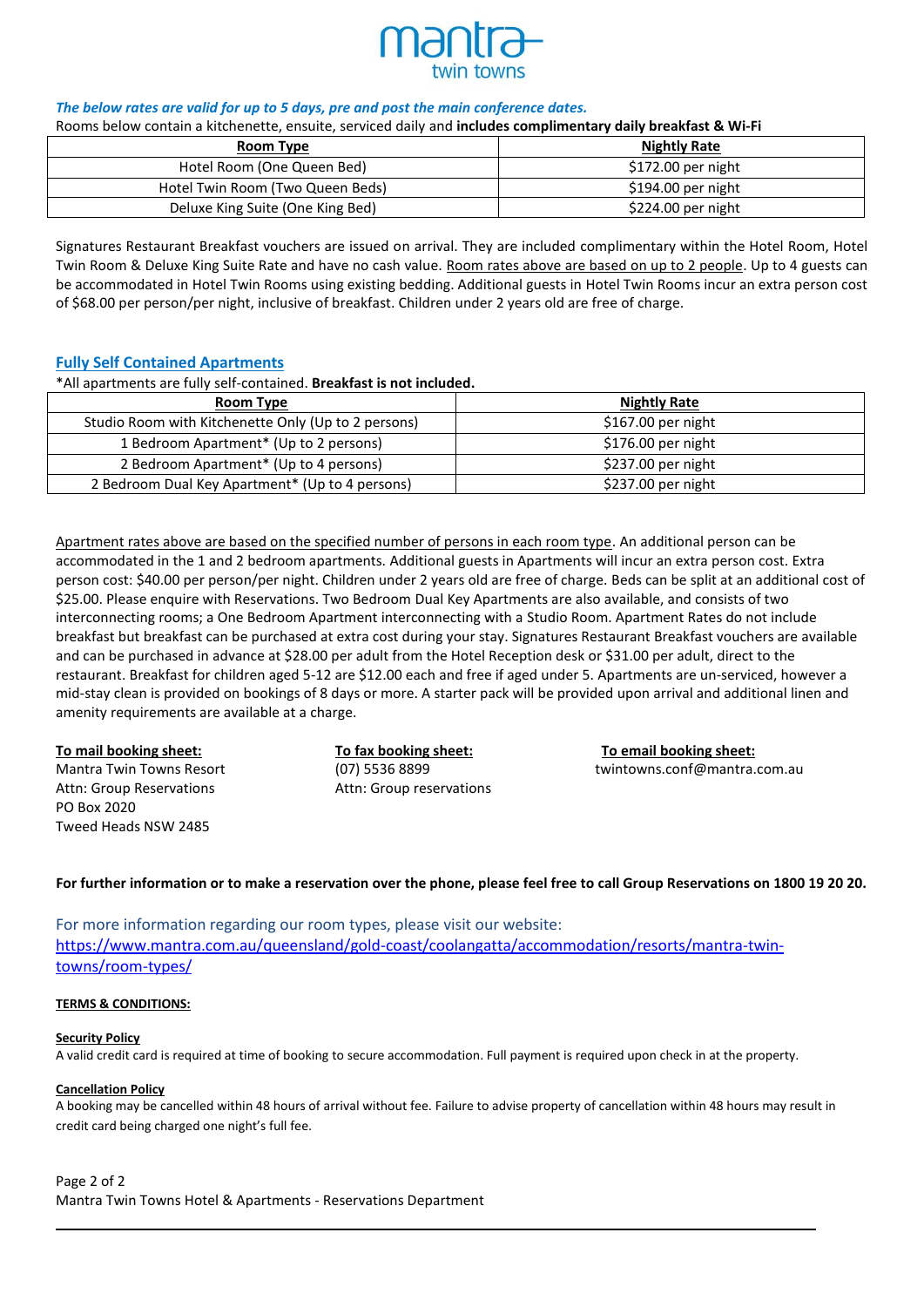mantra twin towns

***The below rates are valid for up to 5 days, pre and post the main conference dates.***

Rooms below contain a kitchenette, ensuite, serviced daily and **includes complimentary daily breakfast & Wi-Fi**

| Room Type | Nightly Rate |
|---|---|
| Hotel Room (One Queen Bed) | $172.00 per night |
| Hotel Twin Room (Two Queen Beds) | $194.00 per night |
| Deluxe King Suite (One King Bed) | $224.00 per night |

Signatures Restaurant Breakfast vouchers are issued on arrival. They are included complimentary within the Hotel Room, Hotel Twin Room & Deluxe King Suite Rate and have no cash value. Room rates above are based on up to 2 people. Up to 4 guests can be accommodated in Hotel Twin Rooms using existing bedding. Additional guests in Hotel Twin Rooms incur an extra person cost of $68.00 per person/per night, inclusive of breakfast. Children under 2 years old are free of charge.

## Fully Self Contained Apartments

*All apartments are fully self-contained. **Breakfast is not included.**

| Room Type | Nightly Rate |
|---|---|
| Studio Room with Kitchenette Only (Up to 2 persons) | $167.00 per night |
| 1 Bedroom Apartment* (Up to 2 persons) | $176.00 per night |
| 2 Bedroom Apartment* (Up to 4 persons) | $237.00 per night |
| 2 Bedroom Dual Key Apartment* (Up to 4 persons) | $237.00 per night |

Apartment rates above are based on the specified number of persons in each room type. An additional person can be accommodated in the 1 and 2 bedroom apartments. Additional guests in Apartments will incur an extra person cost. Extra person cost: $40.00 per person/per night. Children under 2 years old are free of charge. Beds can be split at an additional cost of $25.00. Please enquire with Reservations. Two Bedroom Dual Key Apartments are also available, and consists of two interconnecting rooms; a One Bedroom Apartment interconnecting with a Studio Room. Apartment Rates do not include breakfast but breakfast can be purchased at extra cost during your stay. Signatures Restaurant Breakfast vouchers are available and can be purchased in advance at $28.00 per adult from the Hotel Reception desk or $31.00 per adult, direct to the restaurant. Breakfast for children aged 5-12 are $12.00 each and free if aged under 5. Apartments are un-serviced, however a mid-stay clean is provided on bookings of 8 days or more. A starter pack will be provided upon arrival and additional linen and amenity requirements are available at a charge.

**To mail booking sheet:**
Mantra Twin Towns Resort
Attn: Group Reservations
PO Box 2020
Tweed Heads NSW 2485

**To fax booking sheet:**
(07) 5536 8899
Attn: Group reservations

**To email booking sheet:**
twintowns.conf@mantra.com.au

**For further information or to make a reservation over the phone, please feel free to call Group Reservations on 1800 19 20 20.**

For more information regarding our room types, please visit our website:
https://www.mantra.com.au/queensland/gold-coast/coolangatta/accommodation/resorts/mantra-twin-towns/room-types/

**TERMS & CONDITIONS:**

**Security Policy**

A valid credit card is required at time of booking to secure accommodation. Full payment is required upon check in at the property.

**Cancellation Policy**

A booking may be cancelled within 48 hours of arrival without fee. Failure to advise property of cancellation within 48 hours may result in credit card being charged one night's full fee.

Mantra Twin Towns Hotel & Apartments - Reservations Department